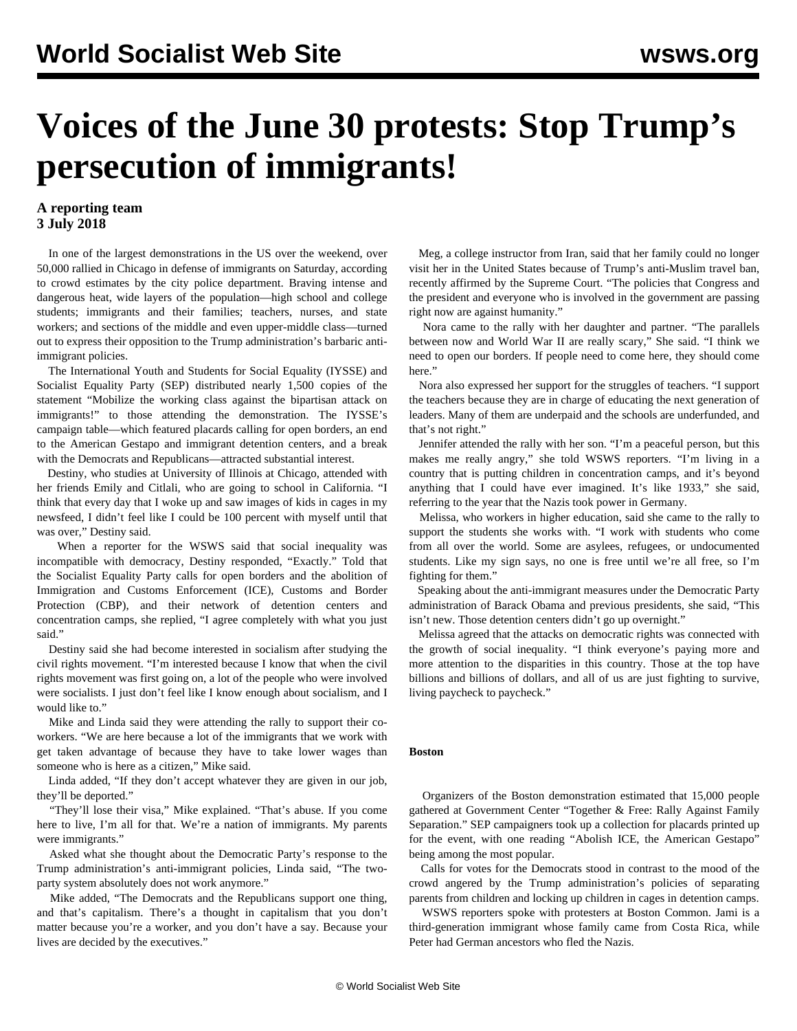# Voices of the June 30 protests: Stop Trump's persecution of immigrants!

**A reporting team**
**3 July 2018**

In one of the largest demonstrations in the US over the weekend, over 50,000 rallied in Chicago in defense of immigrants on Saturday, according to crowd estimates by the city police department. Braving intense and dangerous heat, wide layers of the population—high school and college students; immigrants and their families; teachers, nurses, and state workers; and sections of the middle and even upper-middle class—turned out to express their opposition to the Trump administration's barbaric anti-immigrant policies.

The International Youth and Students for Social Equality (IYSSE) and Socialist Equality Party (SEP) distributed nearly 1,500 copies of the statement "Mobilize the working class against the bipartisan attack on immigrants!" to those attending the demonstration. The IYSSE's campaign table—which featured placards calling for open borders, an end to the American Gestapo and immigrant detention centers, and a break with the Democrats and Republicans—attracted substantial interest.

Destiny, who studies at University of Illinois at Chicago, attended with her friends Emily and Citlali, who are going to school in California. "I think that every day that I woke up and saw images of kids in cages in my newsfeed, I didn't feel like I could be 100 percent with myself until that was over," Destiny said.

When a reporter for the WSWS said that social inequality was incompatible with democracy, Destiny responded, "Exactly." Told that the Socialist Equality Party calls for open borders and the abolition of Immigration and Customs Enforcement (ICE), Customs and Border Protection (CBP), and their network of detention centers and concentration camps, she replied, "I agree completely with what you just said."

Destiny said she had become interested in socialism after studying the civil rights movement. "I'm interested because I know that when the civil rights movement was first going on, a lot of the people who were involved were socialists. I just don't feel like I know enough about socialism, and I would like to."

Mike and Linda said they were attending the rally to support their co-workers. "We are here because a lot of the immigrants that we work with get taken advantage of because they have to take lower wages than someone who is here as a citizen," Mike said.

Linda added, "If they don't accept whatever they are given in our job, they'll be deported."

"They'll lose their visa," Mike explained. "That's abuse. If you come here to live, I'm all for that. We're a nation of immigrants. My parents were immigrants."

Asked what she thought about the Democratic Party's response to the Trump administration's anti-immigrant policies, Linda said, "The two-party system absolutely does not work anymore."

Mike added, "The Democrats and the Republicans support one thing, and that's capitalism. There's a thought in capitalism that you don't matter because you're a worker, and you don't have a say. Because your lives are decided by the executives."

Meg, a college instructor from Iran, said that her family could no longer visit her in the United States because of Trump's anti-Muslim travel ban, recently affirmed by the Supreme Court. "The policies that Congress and the president and everyone who is involved in the government are passing right now are against humanity."

Nora came to the rally with her daughter and partner. "The parallels between now and World War II are really scary," She said. "I think we need to open our borders. If people need to come here, they should come here."

Nora also expressed her support for the struggles of teachers. "I support the teachers because they are in charge of educating the next generation of leaders. Many of them are underpaid and the schools are underfunded, and that's not right."

Jennifer attended the rally with her son. "I'm a peaceful person, but this makes me really angry," she told WSWS reporters. "I'm living in a country that is putting children in concentration camps, and it's beyond anything that I could have ever imagined. It's like 1933," she said, referring to the year that the Nazis took power in Germany.

Melissa, who workers in higher education, said she came to the rally to support the students she works with. "I work with students who come from all over the world. Some are asylees, refugees, or undocumented students. Like my sign says, no one is free until we're all free, so I'm fighting for them."

Speaking about the anti-immigrant measures under the Democratic Party administration of Barack Obama and previous presidents, she said, "This isn't new. Those detention centers didn't go up overnight."

Melissa agreed that the attacks on democratic rights was connected with the growth of social inequality. "I think everyone's paying more and more attention to the disparities in this country. Those at the top have billions and billions of dollars, and all of us are just fighting to survive, living paycheck to paycheck."

**Boston**

Organizers of the Boston demonstration estimated that 15,000 people gathered at Government Center "Together & Free: Rally Against Family Separation." SEP campaigners took up a collection for placards printed up for the event, with one reading "Abolish ICE, the American Gestapo" being among the most popular.

Calls for votes for the Democrats stood in contrast to the mood of the crowd angered by the Trump administration's policies of separating parents from children and locking up children in cages in detention camps.

WSWS reporters spoke with protesters at Boston Common. Jami is a third-generation immigrant whose family came from Costa Rica, while Peter had German ancestors who fled the Nazis.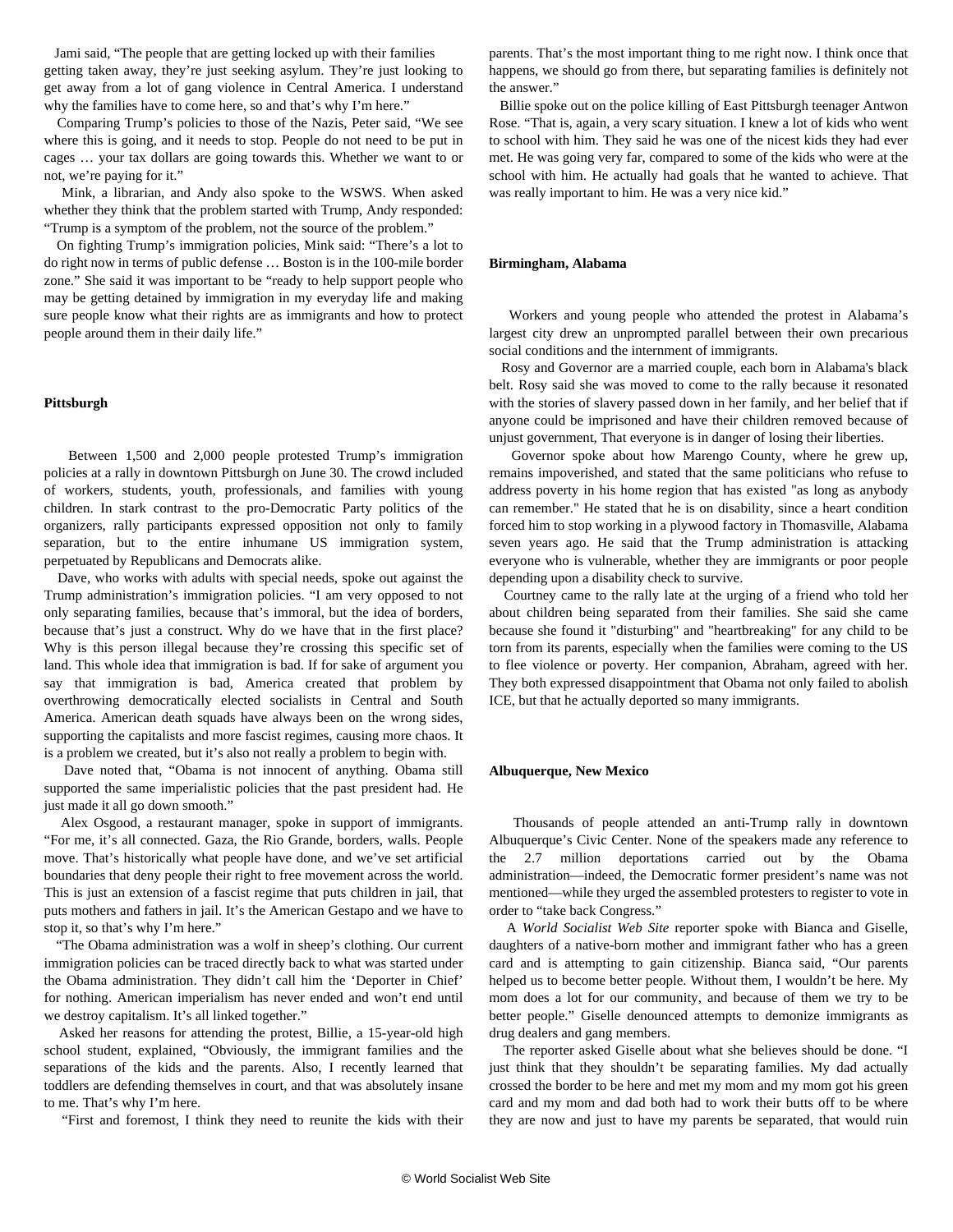Jami said, "The people that are getting locked up with their families getting taken away, they're just seeking asylum. They're just looking to get away from a lot of gang violence in Central America. I understand why the families have to come here, so and that's why I'm here."

Comparing Trump's policies to those of the Nazis, Peter said, "We see where this is going, and it needs to stop. People do not need to be put in cages … your tax dollars are going towards this. Whether we want to or not, we're paying for it."

Mink, a librarian, and Andy also spoke to the WSWS. When asked whether they think that the problem started with Trump, Andy responded: "Trump is a symptom of the problem, not the source of the problem."

On fighting Trump's immigration policies, Mink said: "There's a lot to do right now in terms of public defense … Boston is in the 100-mile border zone." She said it was important to be "ready to help support people who may be getting detained by immigration in my everyday life and making sure people know what their rights are as immigrants and how to protect people around them in their daily life."

**Pittsburgh**

Between 1,500 and 2,000 people protested Trump's immigration policies at a rally in downtown Pittsburgh on June 30. The crowd included of workers, students, youth, professionals, and families with young children. In stark contrast to the pro-Democratic Party politics of the organizers, rally participants expressed opposition not only to family separation, but to the entire inhumane US immigration system, perpetuated by Republicans and Democrats alike.

Dave, who works with adults with special needs, spoke out against the Trump administration's immigration policies. "I am very opposed to not only separating families, because that's immoral, but the idea of borders, because that's just a construct. Why do we have that in the first place? Why is this person illegal because they're crossing this specific set of land. This whole idea that immigration is bad. If for sake of argument you say that immigration is bad, America created that problem by overthrowing democratically elected socialists in Central and South America. American death squads have always been on the wrong sides, supporting the capitalists and more fascist regimes, causing more chaos. It is a problem we created, but it's also not really a problem to begin with.

Dave noted that, "Obama is not innocent of anything. Obama still supported the same imperialistic policies that the past president had. He just made it all go down smooth."

Alex Osgood, a restaurant manager, spoke in support of immigrants. "For me, it's all connected. Gaza, the Rio Grande, borders, walls. People move. That's historically what people have done, and we've set artificial boundaries that deny people their right to free movement across the world. This is just an extension of a fascist regime that puts children in jail, that puts mothers and fathers in jail. It's the American Gestapo and we have to stop it, so that's why I'm here."

"The Obama administration was a wolf in sheep's clothing. Our current immigration policies can be traced directly back to what was started under the Obama administration. They didn't call him the 'Deporter in Chief' for nothing. American imperialism has never ended and won't end until we destroy capitalism. It's all linked together."

Asked her reasons for attending the protest, Billie, a 15-year-old high school student, explained, "Obviously, the immigrant families and the separations of the kids and the parents. Also, I recently learned that toddlers are defending themselves in court, and that was absolutely insane to me. That's why I'm here.

"First and foremost, I think they need to reunite the kids with their parents. That's the most important thing to me right now. I think once that happens, we should go from there, but separating families is definitely not the answer."

Billie spoke out on the police killing of East Pittsburgh teenager Antwon Rose. "That is, again, a very scary situation. I knew a lot of kids who went to school with him. They said he was one of the nicest kids they had ever met. He was going very far, compared to some of the kids who were at the school with him. He actually had goals that he wanted to achieve. That was really important to him. He was a very nice kid."

**Birmingham, Alabama**

Workers and young people who attended the protest in Alabama's largest city drew an unprompted parallel between their own precarious social conditions and the internment of immigrants.

Rosy and Governor are a married couple, each born in Alabama's black belt. Rosy said she was moved to come to the rally because it resonated with the stories of slavery passed down in her family, and her belief that if anyone could be imprisoned and have their children removed because of unjust government, That everyone is in danger of losing their liberties.

Governor spoke about how Marengo County, where he grew up, remains impoverished, and stated that the same politicians who refuse to address poverty in his home region that has existed "as long as anybody can remember." He stated that he is on disability, since a heart condition forced him to stop working in a plywood factory in Thomasville, Alabama seven years ago. He said that the Trump administration is attacking everyone who is vulnerable, whether they are immigrants or poor people depending upon a disability check to survive.

Courtney came to the rally late at the urging of a friend who told her about children being separated from their families. She said she came because she found it "disturbing" and "heartbreaking" for any child to be torn from its parents, especially when the families were coming to the US to flee violence or poverty. Her companion, Abraham, agreed with her. They both expressed disappointment that Obama not only failed to abolish ICE, but that he actually deported so many immigrants.

**Albuquerque, New Mexico**

Thousands of people attended an anti-Trump rally in downtown Albuquerque's Civic Center. None of the speakers made any reference to the 2.7 million deportations carried out by the Obama administration—indeed, the Democratic former president's name was not mentioned—while they urged the assembled protesters to register to vote in order to "take back Congress."

A *World Socialist Web Site* reporter spoke with Bianca and Giselle, daughters of a native-born mother and immigrant father who has a green card and is attempting to gain citizenship. Bianca said, "Our parents helped us to become better people. Without them, I wouldn't be here. My mom does a lot for our community, and because of them we try to be better people." Giselle denounced attempts to demonize immigrants as drug dealers and gang members.

The reporter asked Giselle about what she believes should be done. "I just think that they shouldn't be separating families. My dad actually crossed the border to be here and met my mom and my mom got his green card and my mom and dad both had to work their butts off to be where they are now and just to have my parents be separated, that would ruin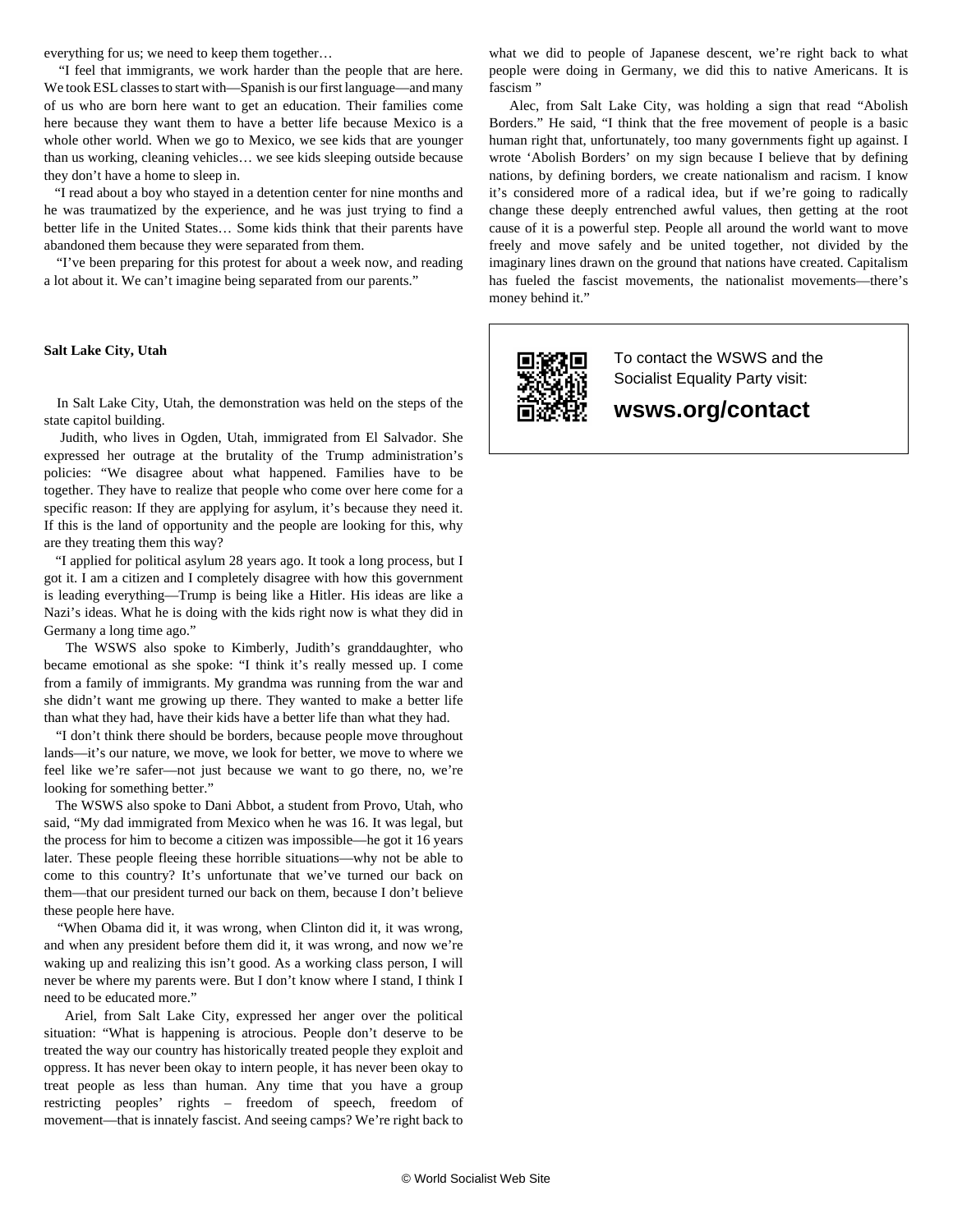everything for us; we need to keep them together…

"I feel that immigrants, we work harder than the people that are here. We took ESL classes to start with—Spanish is our first language—and many of us who are born here want to get an education. Their families come here because they want them to have a better life because Mexico is a whole other world. When we go to Mexico, we see kids that are younger than us working, cleaning vehicles… we see kids sleeping outside because they don't have a home to sleep in.

"I read about a boy who stayed in a detention center for nine months and he was traumatized by the experience, and he was just trying to find a better life in the United States… Some kids think that their parents have abandoned them because they were separated from them.

"I've been preparing for this protest for about a week now, and reading a lot about it. We can't imagine being separated from our parents."

**Salt Lake City, Utah**

In Salt Lake City, Utah, the demonstration was held on the steps of the state capitol building.

Judith, who lives in Ogden, Utah, immigrated from El Salvador. She expressed her outrage at the brutality of the Trump administration's policies: "We disagree about what happened. Families have to be together. They have to realize that people who come over here come for a specific reason: If they are applying for asylum, it's because they need it. If this is the land of opportunity and the people are looking for this, why are they treating them this way?

"I applied for political asylum 28 years ago. It took a long process, but I got it. I am a citizen and I completely disagree with how this government is leading everything—Trump is being like a Hitler. His ideas are like a Nazi's ideas. What he is doing with the kids right now is what they did in Germany a long time ago."

The WSWS also spoke to Kimberly, Judith's granddaughter, who became emotional as she spoke: "I think it's really messed up. I come from a family of immigrants. My grandma was running from the war and she didn't want me growing up there. They wanted to make a better life than what they had, have their kids have a better life than what they had.

"I don't think there should be borders, because people move throughout lands—it's our nature, we move, we look for better, we move to where we feel like we're safer—not just because we want to go there, no, we're looking for something better."

The WSWS also spoke to Dani Abbot, a student from Provo, Utah, who said, "My dad immigrated from Mexico when he was 16. It was legal, but the process for him to become a citizen was impossible—he got it 16 years later. These people fleeing these horrible situations—why not be able to come to this country? It's unfortunate that we've turned our back on them—that our president turned our back on them, because I don't believe these people here have.

"When Obama did it, it was wrong, when Clinton did it, it was wrong, and when any president before them did it, it was wrong, and now we're waking up and realizing this isn't good. As a working class person, I will never be where my parents were. But I don't know where I stand, I think I need to be educated more."

Ariel, from Salt Lake City, expressed her anger over the political situation: "What is happening is atrocious. People don't deserve to be treated the way our country has historically treated people they exploit and oppress. It has never been okay to intern people, it has never been okay to treat people as less than human. Any time that you have a group restricting peoples' rights – freedom of speech, freedom of movement—that is innately fascist. And seeing camps? We're right back to what we did to people of Japanese descent, we're right back to what people were doing in Germany, we did this to native Americans. It is fascism."

Alec, from Salt Lake City, was holding a sign that read "Abolish Borders." He said, "I think that the free movement of people is a basic human right that, unfortunately, too many governments fight up against. I wrote 'Abolish Borders' on my sign because I believe that by defining nations, by defining borders, we create nationalism and racism. I know it's considered more of a radical idea, but if we're going to radically change these deeply entrenched awful values, then getting at the root cause of it is a powerful step. People all around the world want to move freely and move safely and be united together, not divided by the imaginary lines drawn on the ground that nations have created. Capitalism has fueled the fascist movements, the nationalist movements—there's money behind it."

To contact the WSWS and the Socialist Equality Party visit:

**wsws.org/contact**

© World Socialist Web Site